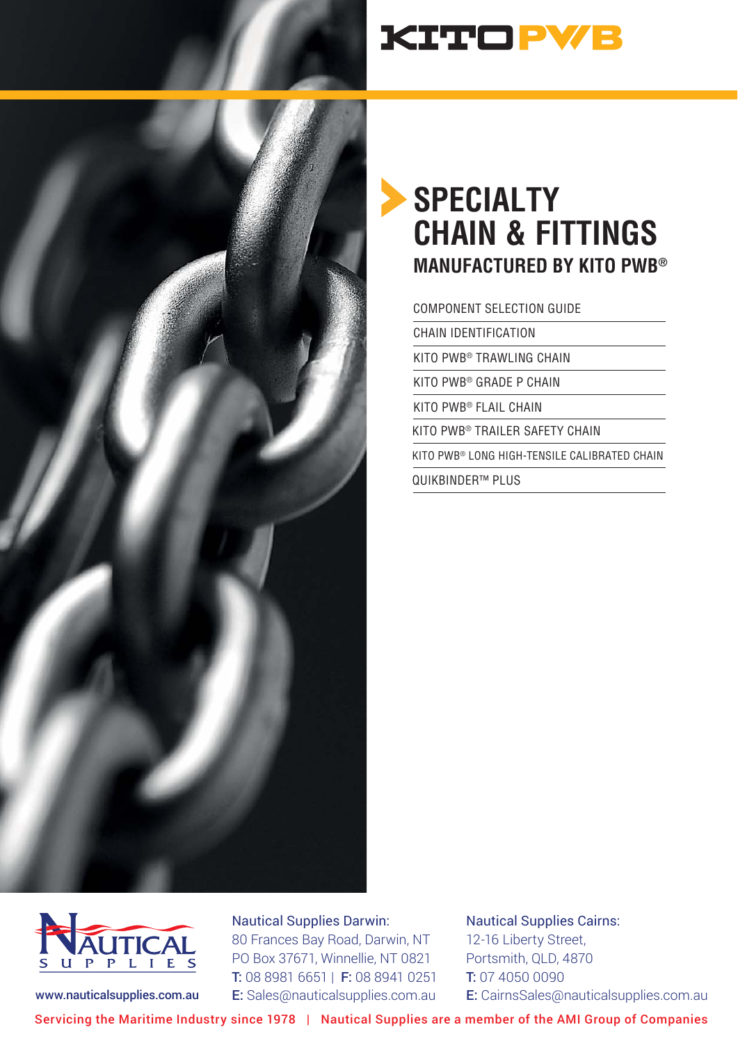KITO PWB

# SPECIALTY CHAIN & FITTINGS

## MANUFACTURED BY KITO PWB®

- COMPONENT SELECTION GUIDE
- CHAIN IDENTIFICATION
- KITO PWB® TRAWLING CHAIN
- KITO PWB® GRADE P CHAIN
- KITO PWB® FLAIL CHAIN
- KITO PWB® TRAILER SAFETY CHAIN
- KITO PWB® LONG HIGH-TENSILE CALIBRATED CHAIN
- QUIKBINDER™ PLUS

NAUTICAL SUPPLIES

www.nauticalsupplies.com.au

**Nautical Supplies Darwin:**
80 Frances Bay Road, Darwin, NT
PO Box 37671, Winnellie, NT 0821
T: 08 8981 6651 | F: 08 8941 0251
E: Sales@nauticalsupplies.com.au

**Nautical Supplies Cairns:**
12-16 Liberty Street,
Portsmith, QLD, 4870
T: 07 4050 0090
E: CairnsSales@nauticalsupplies.com.au

Servicing the Maritime Industry since 1978 | Nautical Supplies are a member of the AMI Group of Companies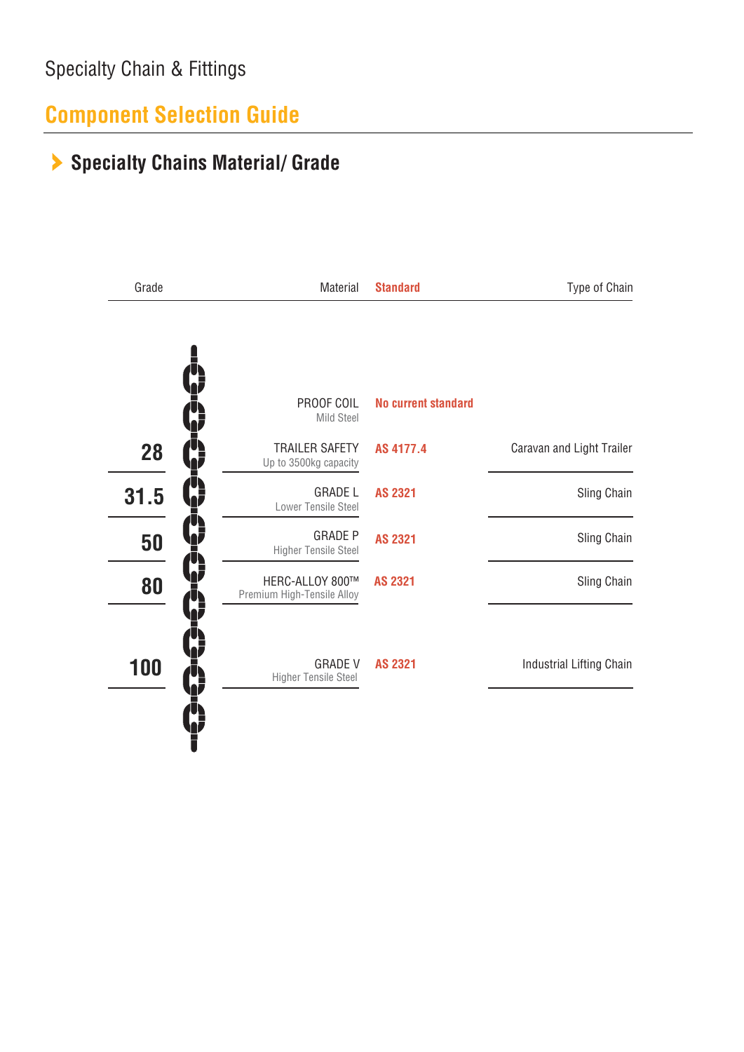Specialty Chain & Fittings

# Component Selection Guide

## Specialty Chains Material/ Grade

| Grade | Material | Standard | Type of Chain |
| --- | --- | --- | --- |
| | PROOF COIL<br>Mild Steel | No current standard | |
| 28 | TRAILER SAFETY<br>Up to 3500kg capacity | AS 4177.4 | Caravan and Light Trailer |
| 31.5 | GRADE L<br>Lower Tensile Steel | AS 2321 | Sling Chain |
| 50 | GRADE P<br>Higher Tensile Steel | AS 2321 | Sling Chain |
| 80 | HERC-ALLOY 800™<br>Premium High-Tensile Alloy | AS 2321 | Sling Chain |
| 100 | GRADE V<br>Higher Tensile Steel | AS 2321 | Industrial Lifting Chain |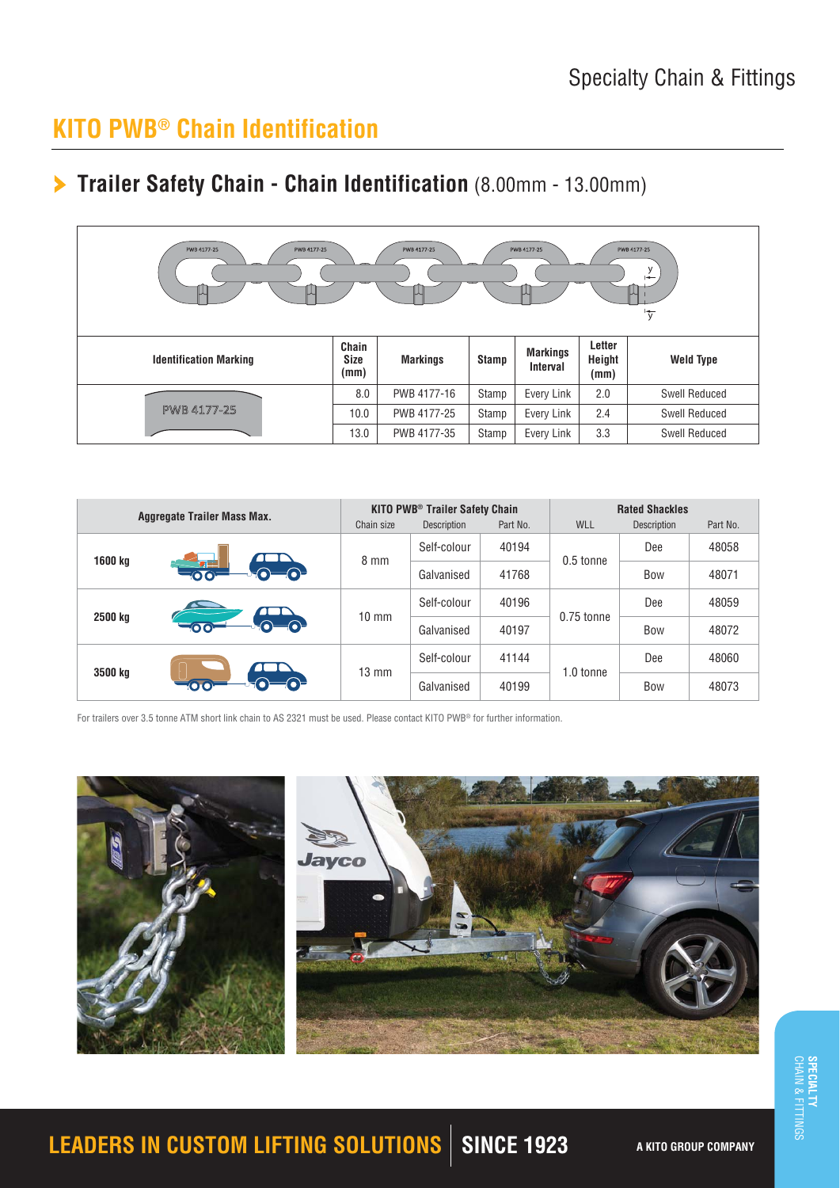# KITO PWB® Chain Identification

## Trailer Safety Chain - Chain Identification (8.00mm - 13.00mm)

| Identification Marking | Chain Size (mm) | Markings | Stamp | Markings Interval | Letter Height (mm) | Weld Type |
|---|---|---|---|---|---|---|
| PWB 4177-25 | 8.0 | PWB 4177-16 | Stamp | Every Link | 2.0 | Swell Reduced |
| | 10.0 | PWB 4177-25 | Stamp | Every Link | 2.4 | Swell Reduced |
| | 13.0 | PWB 4177-35 | Stamp | Every Link | 3.3 | Swell Reduced |

| Aggregate Trailer Mass Max. | KITO PWB® Trailer Safety Chain | | | Rated Shackles | | |
|---|---|---|---|---|---|---|
| | Chain size | Description | Part No. | WLL | Description | Part No. |
| 1600 kg | 8 mm | Self-colour | 40194 | 0.5 tonne | Dee | 48058 |
| | | Galvanised | 41768 | | Bow | 48071 |
| 2500 kg | 10 mm | Self-colour | 40196 | 0.75 tonne | Dee | 48059 |
| | | Galvanised | 40197 | | Bow | 48072 |
| 3500 kg | 13 mm | Self-colour | 41144 | 1.0 tonne | Dee | 48060 |
| | | Galvanised | 40199 | | Bow | 48073 |

For trailers over 3.5 tonne ATM short link chain to AS 2321 must be used. Please contact KITO PWB® for further information.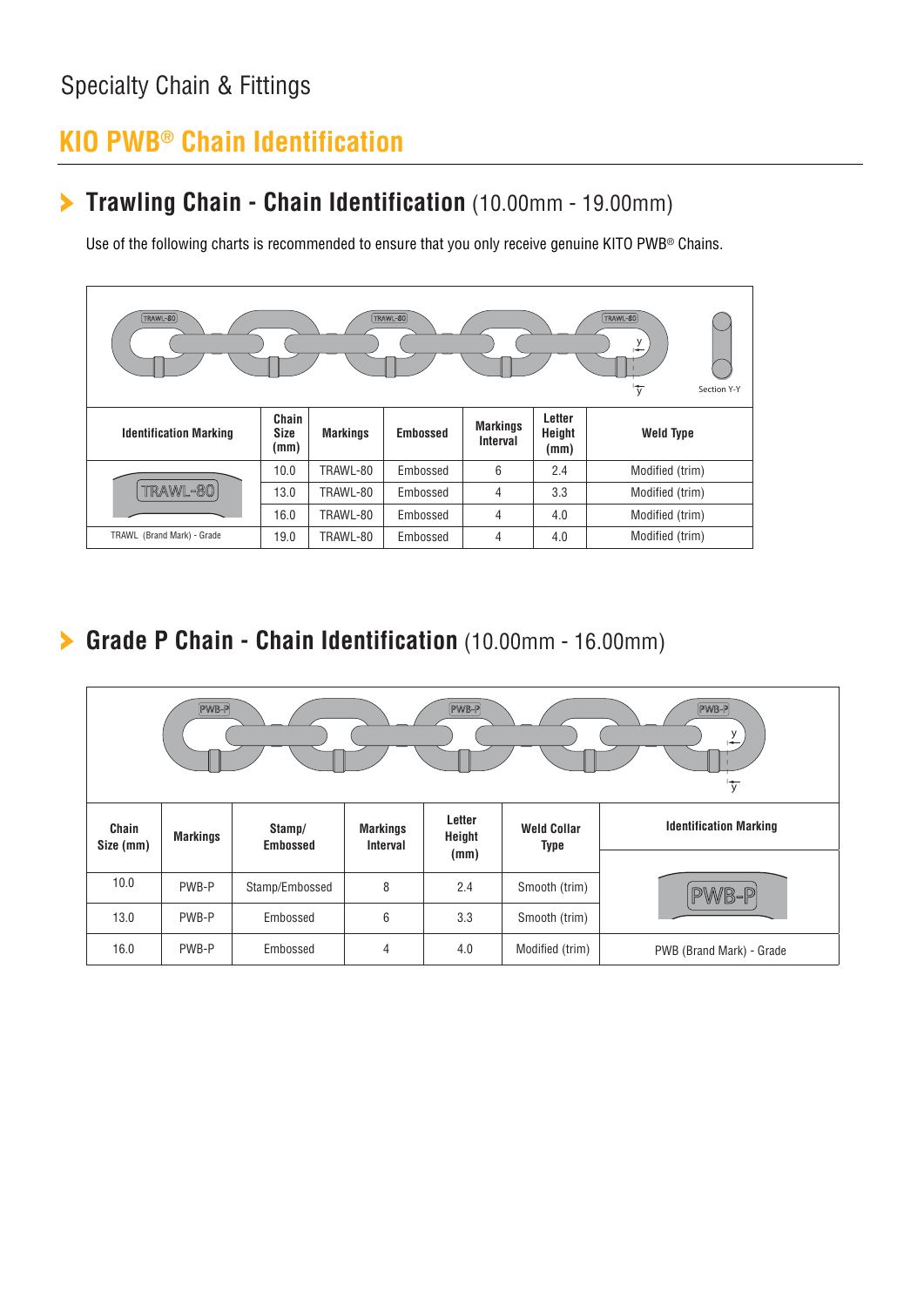Specialty Chain & Fittings

# KIO PWB® Chain Identification

## Trawling Chain - Chain Identification (10.00mm - 19.00mm)

Use of the following charts is recommended to ensure that you only receive genuine KITO PWB® Chains.

Section Y-Y

| Identification Marking | Chain Size (mm) | Markings | Embossed | Markings Interval | Letter Height (mm) | Weld Type |
|---|---|---|---|---|---|---|
| TRAWL-80 | 10.0 | TRAWL-80 | Embossed | 6 | 2.4 | Modified (trim) |
| | 13.0 | TRAWL-80 | Embossed | 4 | 3.3 | Modified (trim) |
| | 16.0 | TRAWL-80 | Embossed | 4 | 4.0 | Modified (trim) |
| TRAWL (Brand Mark) - Grade | 19.0 | TRAWL-80 | Embossed | 4 | 4.0 | Modified (trim) |

## Grade P Chain - Chain Identification (10.00mm - 16.00mm)

| Chain Size (mm) | Markings | Stamp/ Embossed | Markings Interval | Letter Height (mm) | Weld Collar Type | Identification Marking |
|---|---|---|---|---|---|---|
| 10.0 | PWB-P | Stamp/Embossed | 8 | 2.4 | Smooth (trim) | PWB-P |
| 13.0 | PWB-P | Embossed | 6 | 3.3 | Smooth (trim) | |
| 16.0 | PWB-P | Embossed | 4 | 4.0 | Modified (trim) | PWB (Brand Mark) - Grade |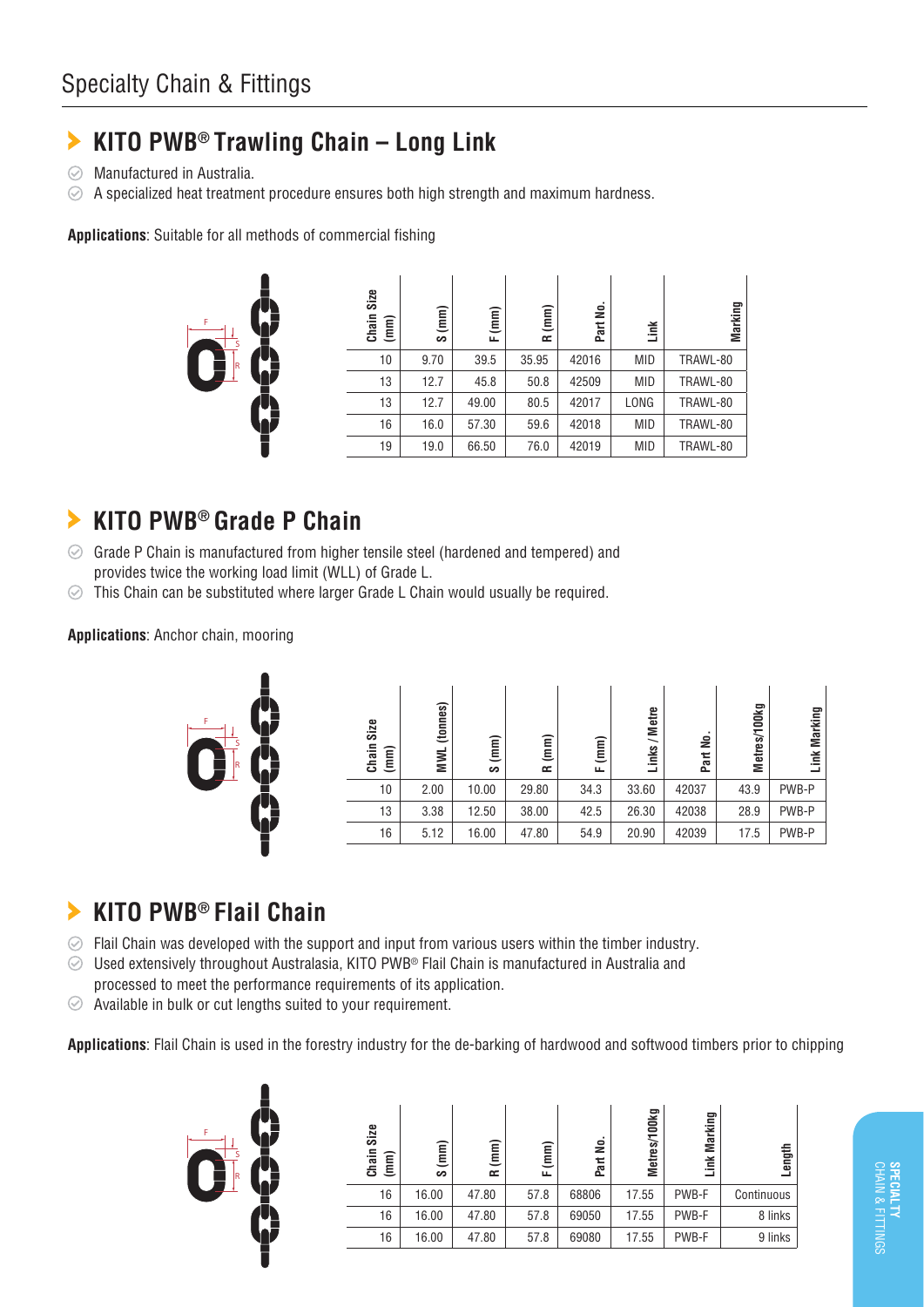# Specialty Chain & Fittings

## KITO PWB® Trawling Chain – Long Link

- Manufactured in Australia.
- A specialized heat treatment procedure ensures both high strength and maximum hardness.

**Applications**: Suitable for all methods of commercial fishing

| Chain Size (mm) | S (mm) | F (mm) | R (mm) | Part No. | Link | Marking |
|---|---|---|---|---|---|---|
| 10 | 9.70 | 39.5 | 35.95 | 42016 | MID | TRAWL-80 |
| 13 | 12.7 | 45.8 | 50.8 | 42509 | MID | TRAWL-80 |
| 13 | 12.7 | 49.00 | 80.5 | 42017 | LONG | TRAWL-80 |
| 16 | 16.0 | 57.30 | 59.6 | 42018 | MID | TRAWL-80 |
| 19 | 19.0 | 66.50 | 76.0 | 42019 | MID | TRAWL-80 |

## KITO PWB® Grade P Chain

- Grade P Chain is manufactured from higher tensile steel (hardened and tempered) and provides twice the working load limit (WLL) of Grade L.
- This Chain can be substituted where larger Grade L Chain would usually be required.

**Applications**: Anchor chain, mooring

| Chain Size (mm) | MWL (tonnes) | S (mm) | R (mm) | F (mm) | Links / Metre | Part No. | Metres/100kg | Link Marking |
|---|---|---|---|---|---|---|---|---|
| 10 | 2.00 | 10.00 | 29.80 | 34.3 | 33.60 | 42037 | 43.9 | PWB-P |
| 13 | 3.38 | 12.50 | 38.00 | 42.5 | 26.30 | 42038 | 28.9 | PWB-P |
| 16 | 5.12 | 16.00 | 47.80 | 54.9 | 20.90 | 42039 | 17.5 | PWB-P |

## KITO PWB® Flail Chain

- Flail Chain was developed with the support and input from various users within the timber industry.
- Used extensively throughout Australasia, KITO PWB® Flail Chain is manufactured in Australia and processed to meet the performance requirements of its application.
- Available in bulk or cut lengths suited to your requirement.

**Applications**: Flail Chain is used in the forestry industry for the de-barking of hardwood and softwood timbers prior to chipping

| Chain Size (mm) | S (mm) | R (mm) | F (mm) | Part No. | Metres/100kg | Link Marking | Length |
|---|---|---|---|---|---|---|---|
| 16 | 16.00 | 47.80 | 57.8 | 68806 | 17.55 | PWB-F | Continuous |
| 16 | 16.00 | 47.80 | 57.8 | 69050 | 17.55 | PWB-F | 8 links |
| 16 | 16.00 | 47.80 | 57.8 | 69080 | 17.55 | PWB-F | 9 links |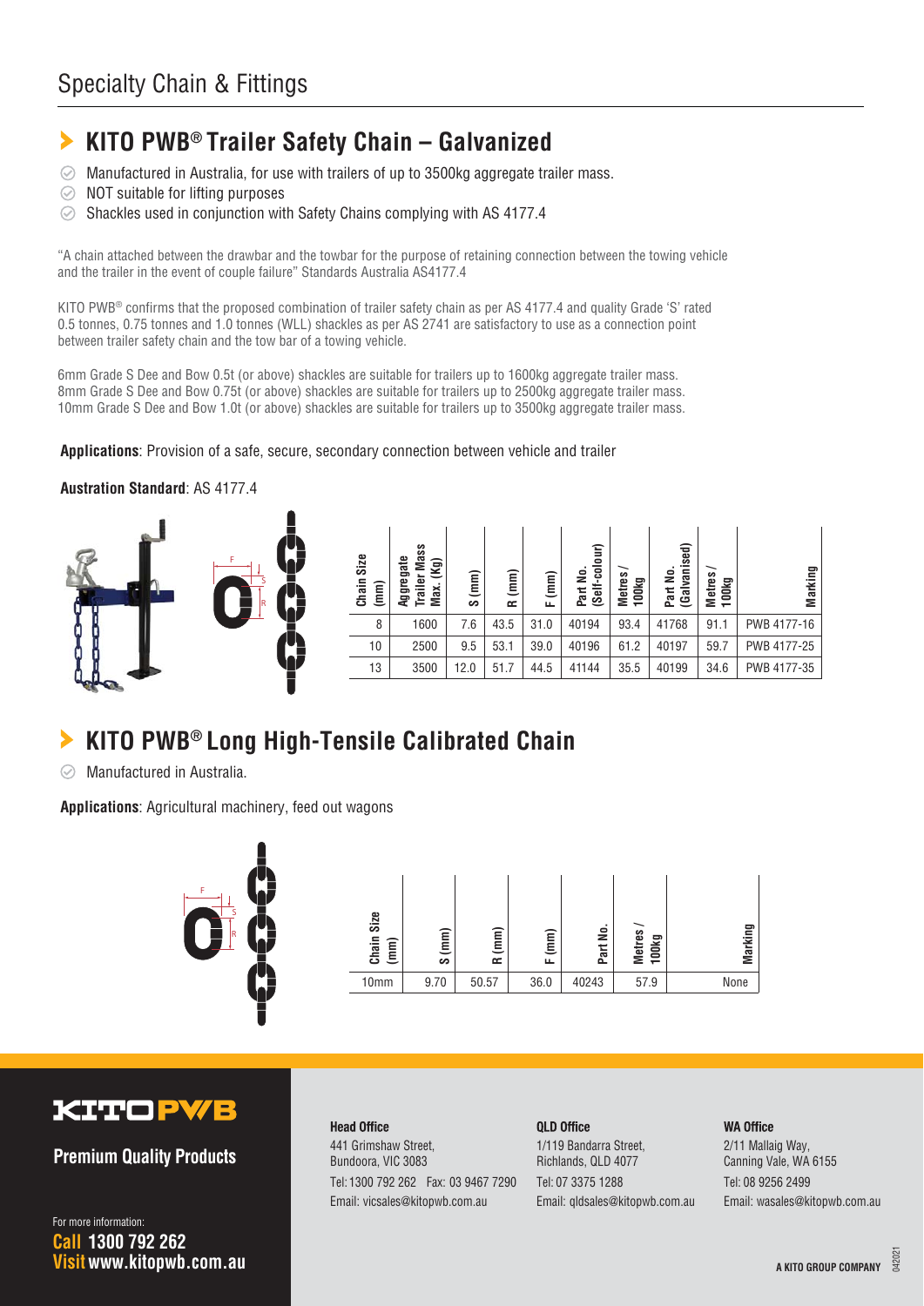# Specialty Chain & Fittings

## KITO PWB® Trailer Safety Chain – Galvanized

- Manufactured in Australia, for use with trailers of up to 3500kg aggregate trailer mass.
- NOT suitable for lifting purposes
- Shackles used in conjunction with Safety Chains complying with AS 4177.4

"A chain attached between the drawbar and the towbar for the purpose of retaining connection between the towing vehicle and the trailer in the event of couple failure" Standards Australia AS4177.4

KITO PWB® confirms that the proposed combination of trailer safety chain as per AS 4177.4 and quality Grade 'S' rated 0.5 tonnes, 0.75 tonnes and 1.0 tonnes (WLL) shackles as per AS 2741 are satisfactory to use as a connection point between trailer safety chain and the tow bar of a towing vehicle.

6mm Grade S Dee and Bow 0.5t (or above) shackles are suitable for trailers up to 1600kg aggregate trailer mass.
8mm Grade S Dee and Bow 0.75t (or above) shackles are suitable for trailers up to 2500kg aggregate trailer mass.
10mm Grade S Dee and Bow 1.0t (or above) shackles are suitable for trailers up to 3500kg aggregate trailer mass.

**Applications**: Provision of a safe, secure, secondary connection between vehicle and trailer

**Austration Standard**: AS 4177.4

| Chain Size (mm) | Aggregate Trailer Mass Max. (Kg) | S (mm) | R (mm) | F (mm) | Part No. (Self-colour) | Metres / 100kg | Part No. (Galvanised) | Metres / 100kg | Marking |
|---|---|---|---|---|---|---|---|---|---|
| 8 | 1600 | 7.6 | 43.5 | 31.0 | 40194 | 93.4 | 41768 | 91.1 | PWB 4177-16 |
| 10 | 2500 | 9.5 | 53.1 | 39.0 | 40196 | 61.2 | 40197 | 59.7 | PWB 4177-25 |
| 13 | 3500 | 12.0 | 51.7 | 44.5 | 41144 | 35.5 | 40199 | 34.6 | PWB 4177-35 |

## KITO PWB® Long High-Tensile Calibrated Chain

- Manufactured in Australia.

**Applications**: Agricultural machinery, feed out wagons

| Chain Size (mm) | S (mm) | R (mm) | F (mm) | Part No. | Metres / 100kg | Marking |
|---|---|---|---|---|---|---|
| 10mm | 9.70 | 50.57 | 36.0 | 40243 | 57.9 | None |

**KITO PWB**

**Premium Quality Products**

For more information:
**Call 1300 792 262**
**Visit www.kitopwb.com.au**

**Head Office**
441 Grimshaw Street,
Bundoora, VIC 3083
Tel: 1300 792 262 Fax: 03 9467 7290
Email: vicsales@kitopwb.com.au

**QLD Office**
1/119 Bandarra Street,
Richlands, QLD 4077
Tel: 07 3375 1288
Email: qldsales@kitopwb.com.au

**WA Office**
2/11 Mallaig Way,
Canning Vale, WA 6155
Tel: 08 9256 2499
Email: wasales@kitopwb.com.au

**A KITO GROUP COMPANY**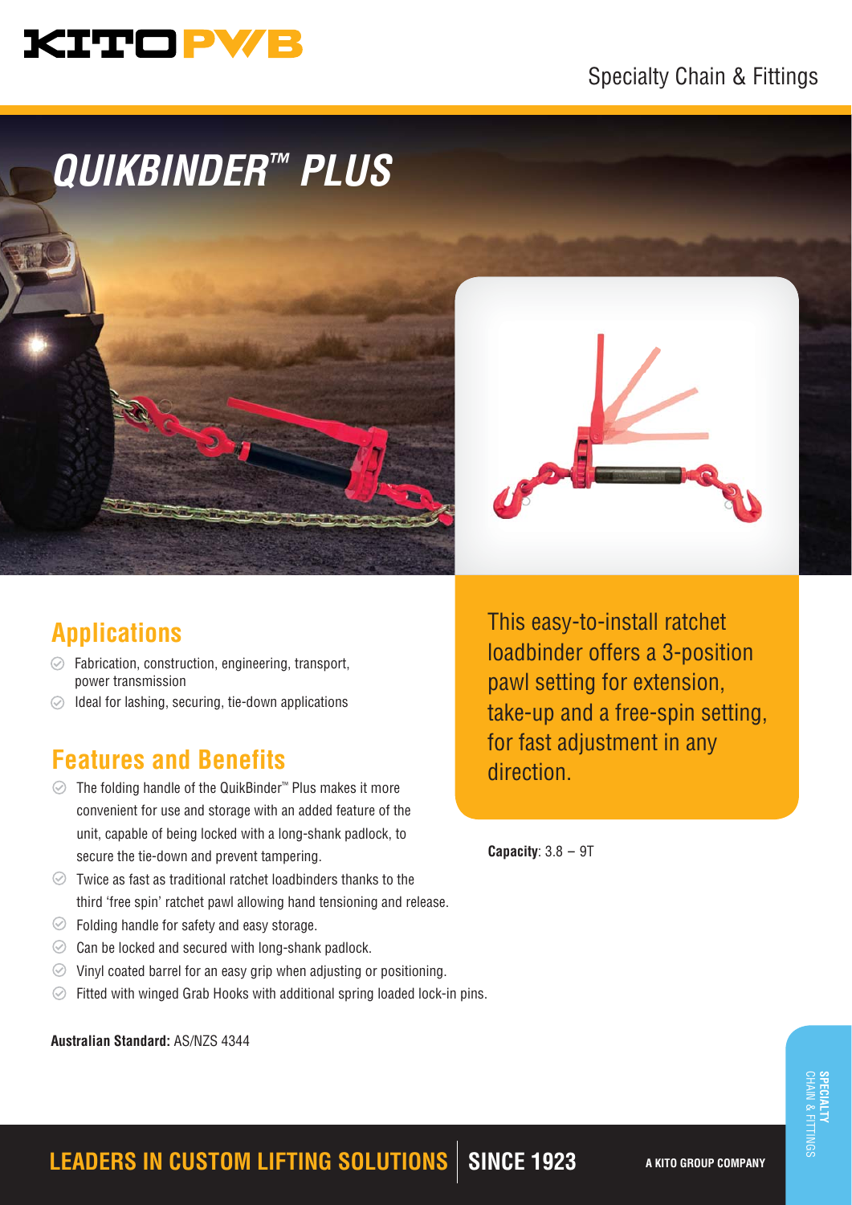# QUIKBINDER™ PLUS

## Applications

- Fabrication, construction, engineering, transport, power transmission
- Ideal for lashing, securing, tie-down applications

## Features and Benefits

- The folding handle of the QuikBinder™ Plus makes it more convenient for use and storage with an added feature of the unit, capable of being locked with a long-shank padlock, to secure the tie-down and prevent tampering.
- Twice as fast as traditional ratchet loadbinders thanks to the third 'free spin' ratchet pawl allowing hand tensioning and release.
- Folding handle for safety and easy storage.
- Can be locked and secured with long-shank padlock.
- Vinyl coated barrel for an easy grip when adjusting or positioning.
- Fitted with winged Grab Hooks with additional spring loaded lock-in pins.

This easy-to-install ratchet loadbinder offers a 3-position pawl setting for extension, take-up and a free-spin setting, for fast adjustment in any direction.

**Capacity**: 3.8 – 9T

**Australian Standard:** AS/NZS 4344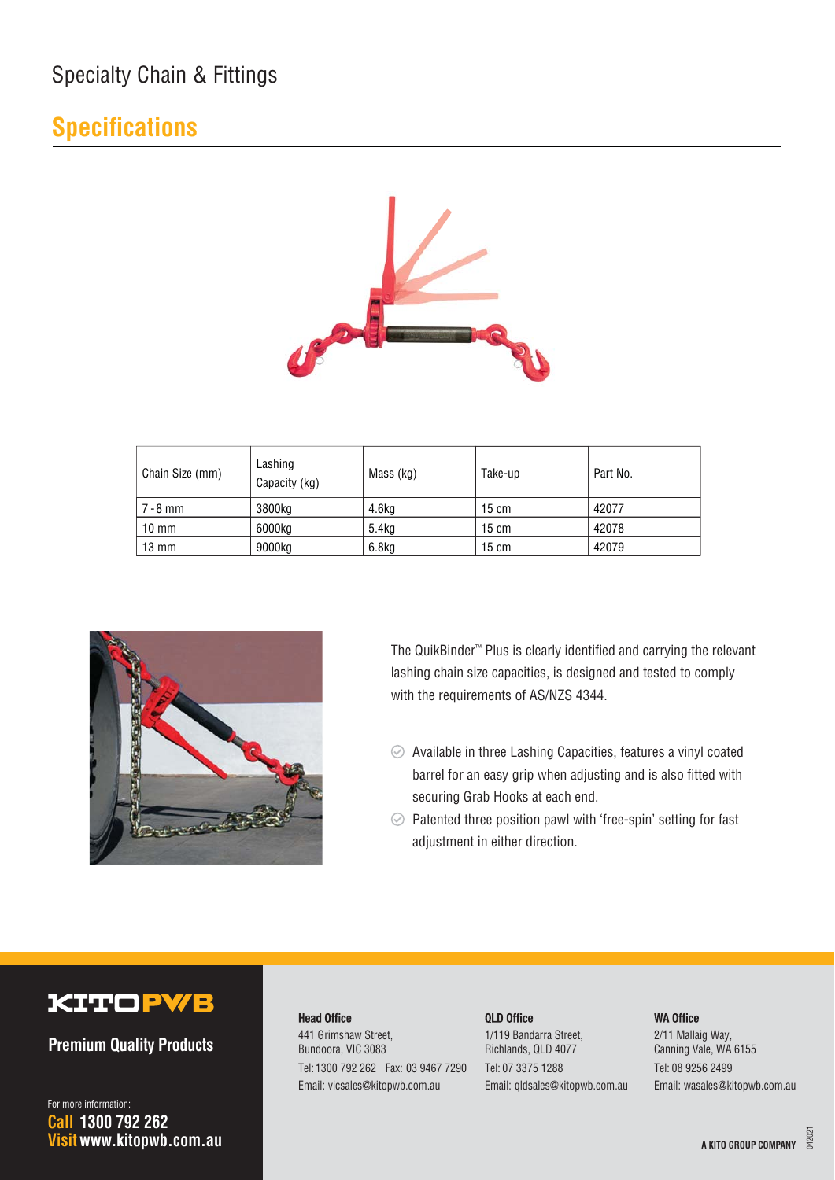Specialty Chain & Fittings

## Specifications

| Chain Size (mm) | Lashing Capacity (kg) | Mass (kg) | Take-up | Part No. |
|---|---|---|---|---|
| 7 - 8 mm | 3800kg | 4.6kg | 15 cm | 42077 |
| 10 mm | 6000kg | 5.4kg | 15 cm | 42078 |
| 13 mm | 9000kg | 6.8kg | 15 cm | 42079 |

The QuikBinder™ Plus is clearly identified and carrying the relevant lashing chain size capacities, is designed and tested to comply with the requirements of AS/NZS 4344.

- Available in three Lashing Capacities, features a vinyl coated barrel for an easy grip when adjusting and is also fitted with securing Grab Hooks at each end.
- Patented three position pawl with 'free-spin' setting for fast adjustment in either direction.

**KITOPWB**

**Premium Quality Products**

For more information:
**Call 1300 792 262**
**Visit www.kitopwb.com.au**

**Head Office**
441 Grimshaw Street,
Bundoora, VIC 3083
Tel: 1300 792 262 Fax: 03 9467 7290
Email: vicsales@kitopwb.com.au

**QLD Office**
1/119 Bandarra Street,
Richlands, QLD 4077
Tel: 07 3375 1288
Email: qldsales@kitopwb.com.au

**WA Office**
2/11 Mallaig Way,
Canning Vale, WA 6155
Tel: 08 9256 2499
Email: wasales@kitopwb.com.au

**A KITO GROUP COMPANY**

042021